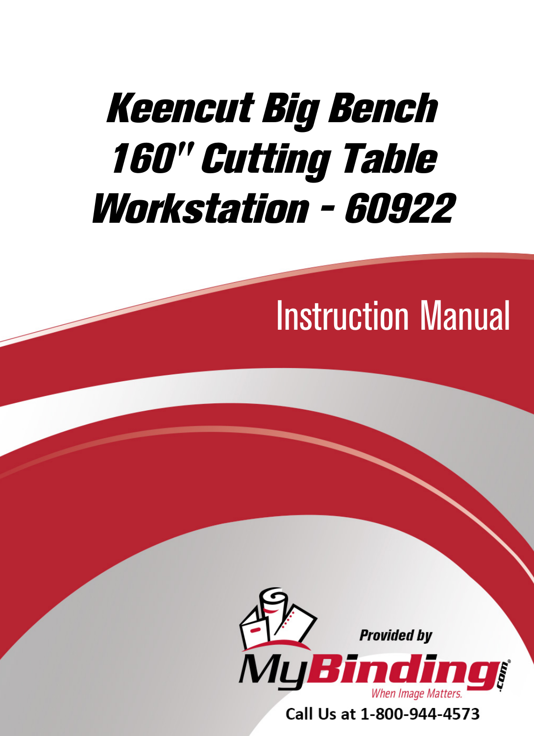# Keencut Big Bench 160" Cutting Table Workstation - 60922

## Instruction Manual

Provided by

MyBinding.com

When Image Matters.

Call Us at 1-800-944-4573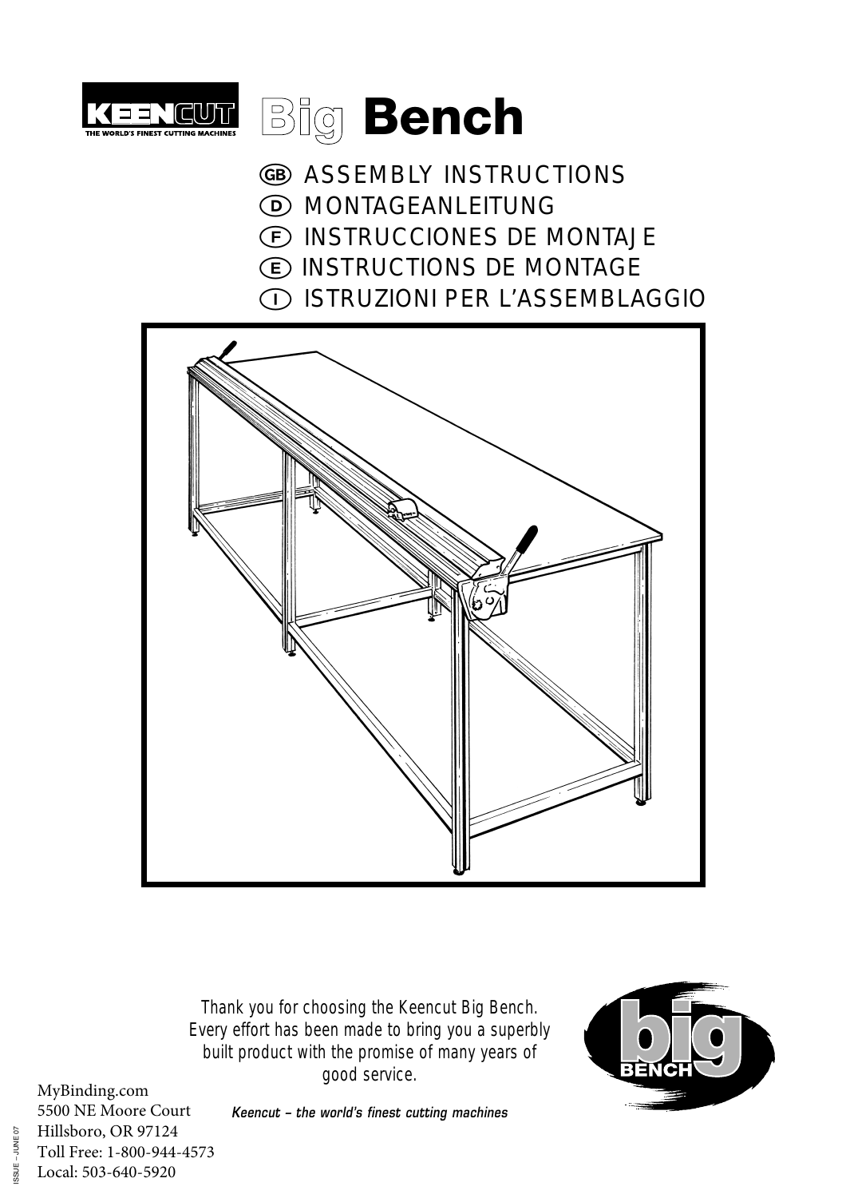# Big Bench

GB ASSEMBLY INSTRUCTIONS

D MONTAGEANLEITUNG

F INSTRUCCIONES DE MONTAJE

E INSTRUCTIONS DE MONTAGE

I ISTRUZIONI PER L'ASSEMBLAGGIO

Thank you for choosing the Keencut Big Bench. Every effort has been made to bring you a superbly built product with the promise of many years of good service.

*Keencut – the world's finest cutting machines*

MyBinding.com
5500 NE Moore Court
Hillsboro, OR 97124
Toll Free: 1-800-944-4573
Local: 503-640-5920

ISSUE – JUNE 07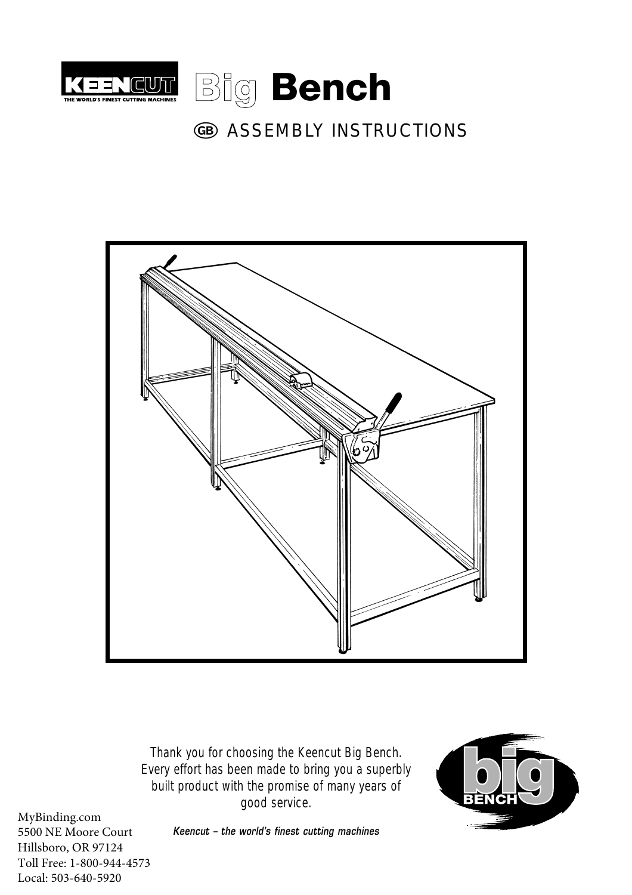# KEENCUT Big Bench

THE WORLD'S FINEST CUTTING MACHINES

## GB ASSEMBLY INSTRUCTIONS

Thank you for choosing the Keencut Big Bench. Every effort has been made to bring you a superbly built product with the promise of many years of good service.

*Keencut – the world's finest cutting machines*

big BENCH

MyBinding.com
5500 NE Moore Court
Hillsboro, OR 97124
Toll Free: 1-800-944-4573
Local: 503-640-5920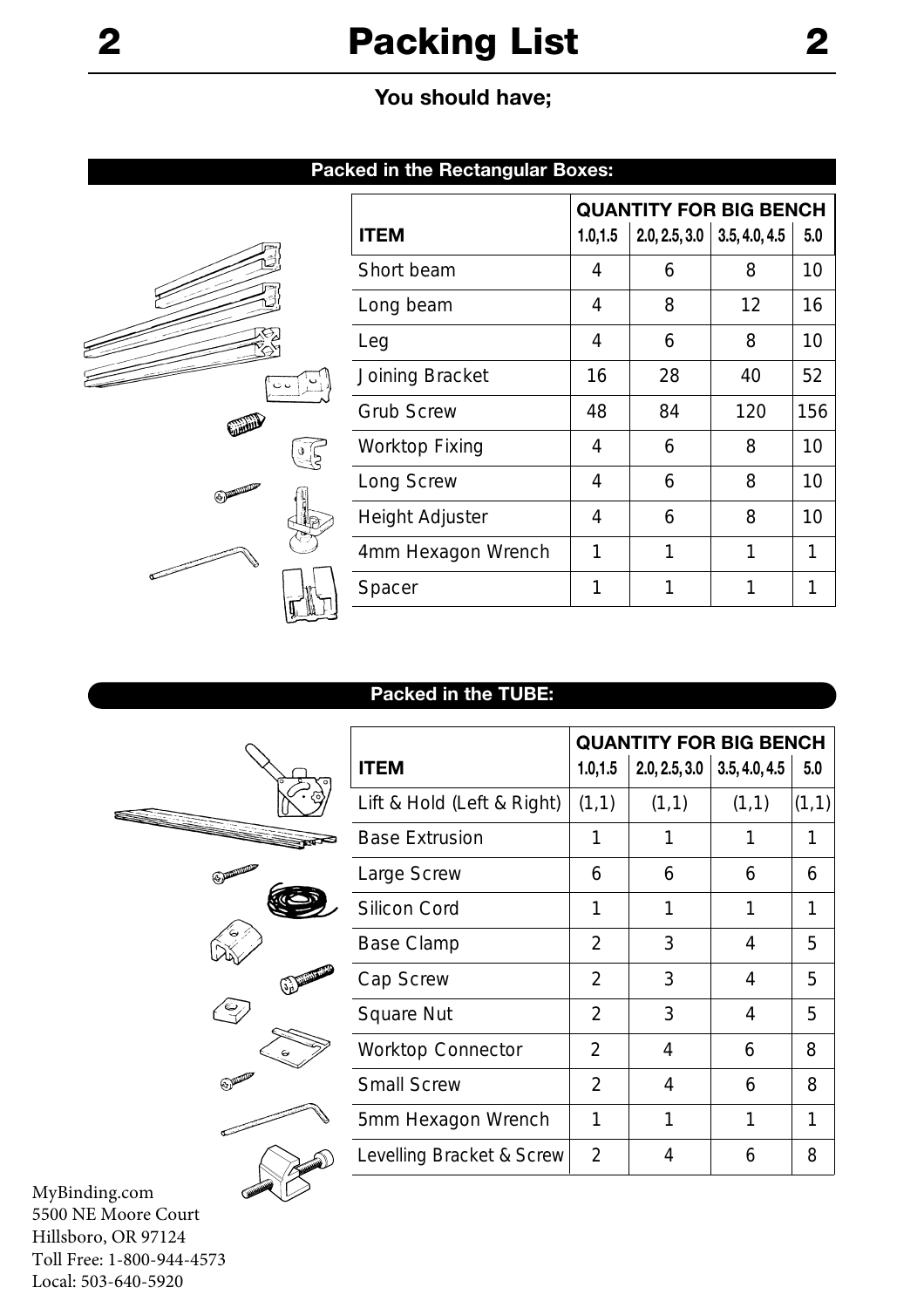# Packing List

**You should have;**

## Packed in the Rectangular Boxes:

| ITEM | QUANTITY FOR BIG BENCH 1.0,1.5 | 2.0, 2.5, 3.0 | 3.5, 4.0, 4.5 | 5.0 |
|---|---|---|---|---|
| Short beam | 4 | 6 | 8 | 10 |
| Long beam | 4 | 8 | 12 | 16 |
| Leg | 4 | 6 | 8 | 10 |
| Joining Bracket | 16 | 28 | 40 | 52 |
| Grub Screw | 48 | 84 | 120 | 156 |
| Worktop Fixing | 4 | 6 | 8 | 10 |
| Long Screw | 4 | 6 | 8 | 10 |
| Height Adjuster | 4 | 6 | 8 | 10 |
| 4mm Hexagon Wrench | 1 | 1 | 1 | 1 |
| Spacer | 1 | 1 | 1 | 1 |

## Packed in the TUBE:

| ITEM | QUANTITY FOR BIG BENCH 1.0,1.5 | 2.0, 2.5, 3.0 | 3.5, 4.0, 4.5 | 5.0 |
|---|---|---|---|---|
| Lift & Hold (Left & Right) | (1,1) | (1,1) | (1,1) | (1,1) |
| Base Extrusion | 1 | 1 | 1 | 1 |
| Large Screw | 6 | 6 | 6 | 6 |
| Silicon Cord | 1 | 1 | 1 | 1 |
| Base Clamp | 2 | 3 | 4 | 5 |
| Cap Screw | 2 | 3 | 4 | 5 |
| Square Nut | 2 | 3 | 4 | 5 |
| Worktop Connector | 2 | 4 | 6 | 8 |
| Small Screw | 2 | 4 | 6 | 8 |
| 5mm Hexagon Wrench | 1 | 1 | 1 | 1 |
| Levelling Bracket & Screw | 2 | 4 | 6 | 8 |

MyBinding.com
5500 NE Moore Court
Hillsboro, OR 97124
Toll Free: 1-800-944-4573
Local: 503-640-5920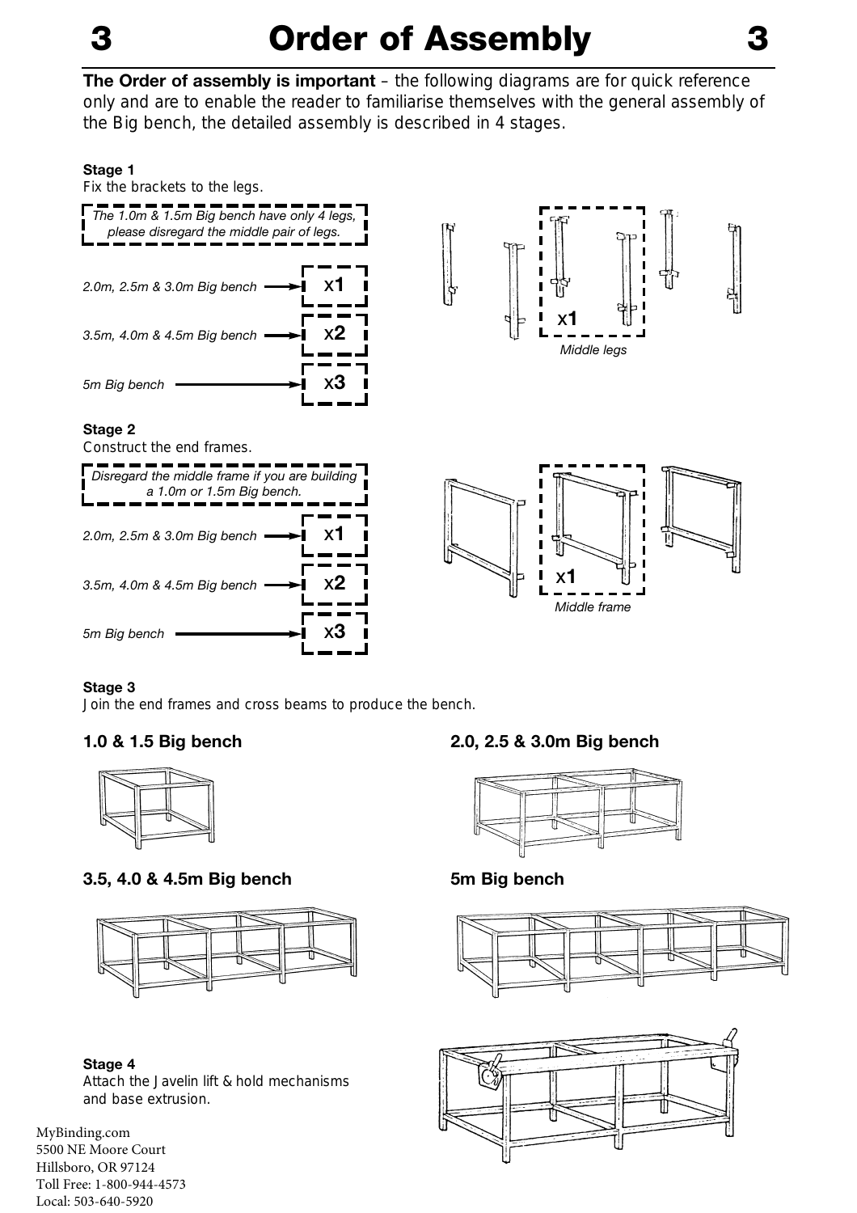# Order of Assembly

**The Order of assembly is important** – the following diagrams are for quick reference only and are to enable the reader to familiarise themselves with the general assembly of the Big bench, the detailed assembly is described in 4 stages.

**Stage 1**
Fix the brackets to the legs.

*The 1.0m & 1.5m Big bench have only 4 legs, please disregard the middle pair of legs.*

*2.0m, 2.5m & 3.0m Big bench* → x**1**

*3.5m, 4.0m & 4.5m Big bench* → x**2**

*5m Big bench* → x**3**

x**1**
*Middle legs*

**Stage 2**
Construct the end frames.

*Disregard the middle frame if you are building a 1.0m or 1.5m Big bench.*

*2.0m, 2.5m & 3.0m Big bench* → x**1**

*3.5m, 4.0m & 4.5m Big bench* → x**2**

*5m Big bench* → x**3**

x**1**
*Middle frame*

**Stage 3**
Join the end frames and cross beams to produce the bench.

**1.0 & 1.5 Big bench**

**2.0, 2.5 & 3.0m Big bench**

**3.5, 4.0 & 4.5m Big bench**

**5m Big bench**

**Stage 4**
Attach the Javelin lift & hold mechanisms and base extrusion.

MyBinding.com
5500 NE Moore Court
Hillsboro, OR 97124
Toll Free: 1-800-944-4573
Local: 503-640-5920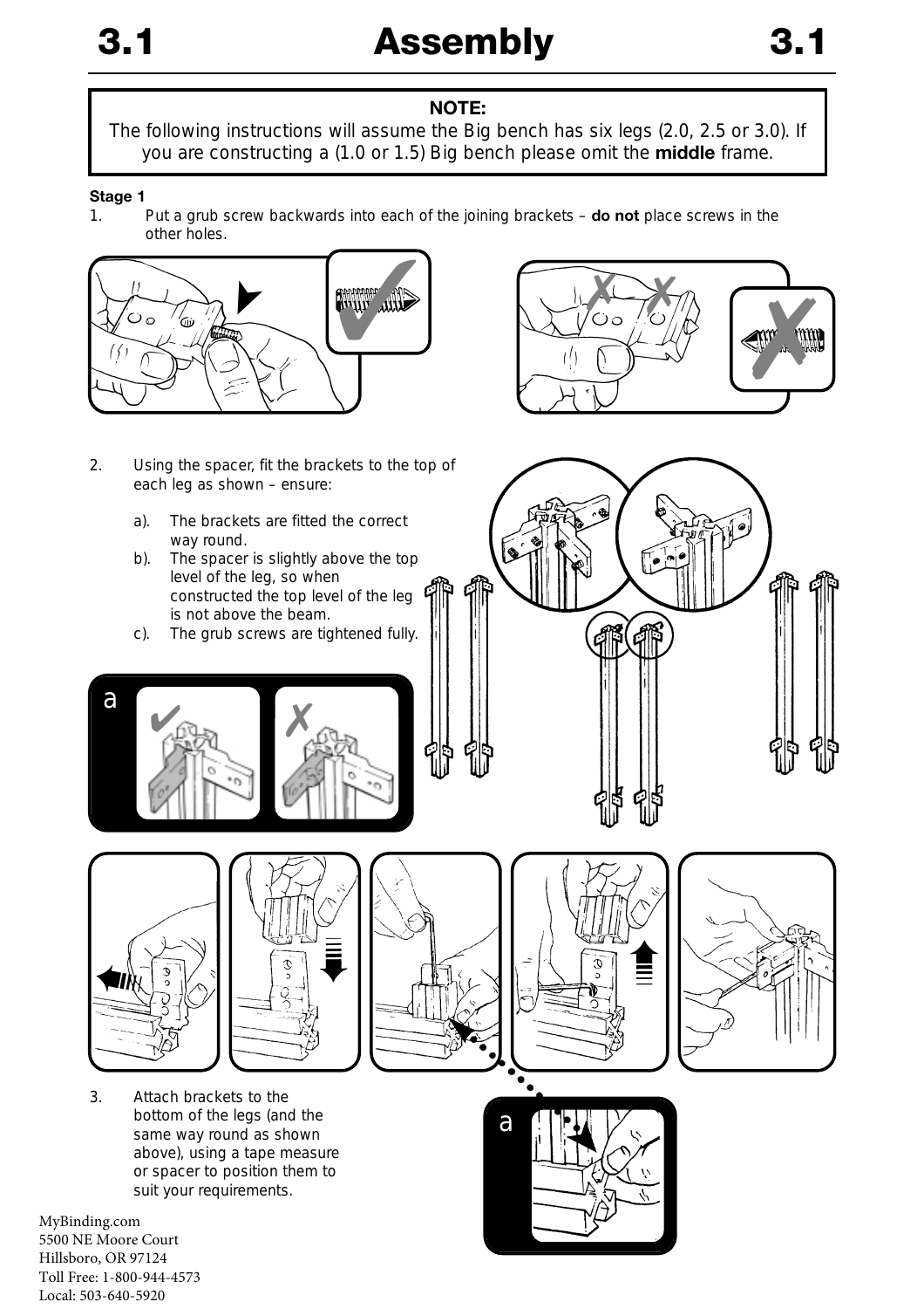# 3.1 Assembly 3.1

**NOTE:**
The following instructions will assume the Big bench has six legs (2.0, 2.5 or 3.0). If you are constructing a (1.0 or 1.5) Big bench please omit the **middle** frame.

**Stage 1**

1. Put a grub screw backwards into each of the joining brackets – **do not** place screws in the other holes.

2. Using the spacer, fit the brackets to the top of each leg as shown – ensure:

   a). The brackets are fitted the correct way round.

   b). The spacer is slightly above the top level of the leg, so when constructed the top level of the leg is not above the beam.

   c). The grub screws are tightened fully.

3. Attach brackets to the bottom of the legs (and the same way round as shown above), using a tape measure or spacer to position them to suit your requirements.

MyBinding.com
5500 NE Moore Court
Hillsboro, OR 97124
Toll Free: 1-800-944-4573
Local: 503-640-5920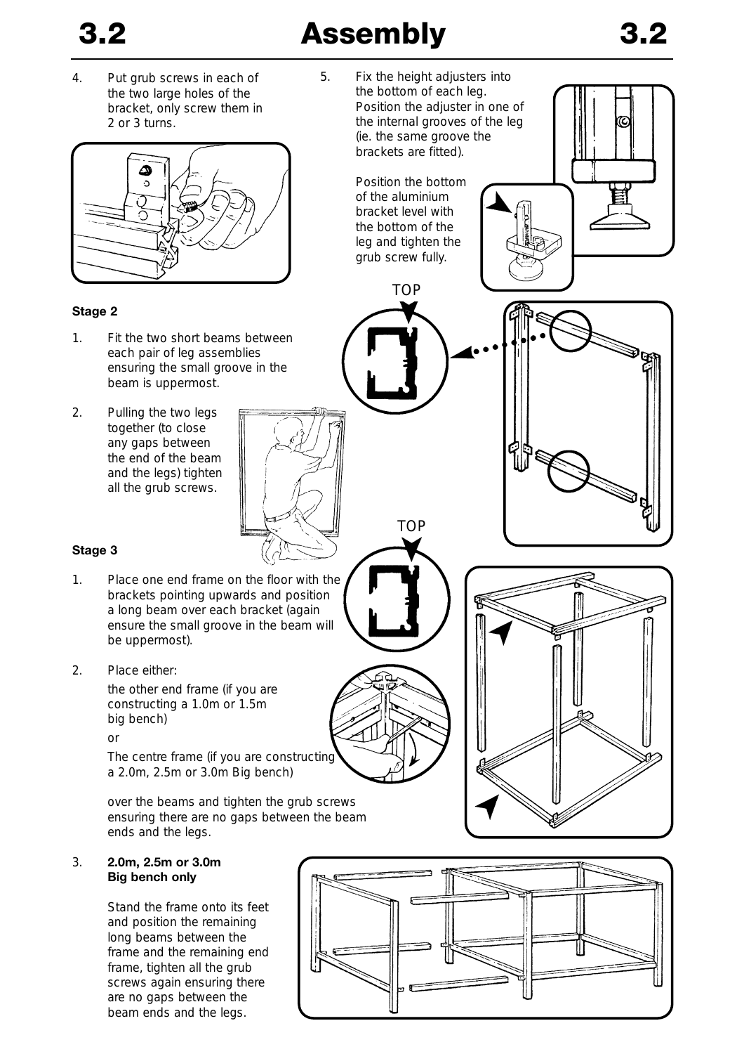# 3.2 Assembly

4. Put grub screws in each of the two large holes of the bracket, only screw them in 2 or 3 turns.

5. Fix the height adjusters into the bottom of each leg. Position the adjuster in one of the internal grooves of the leg (ie. the same groove the brackets are fitted).

   Position the bottom of the aluminium bracket level with the bottom of the leg and tighten the grub screw fully.

TOP

## Stage 2

1. Fit the two short beams between each pair of leg assemblies ensuring the small groove in the beam is uppermost.

2. Pulling the two legs together (to close any gaps between the end of the beam and the legs) tighten all the grub screws.

TOP

## Stage 3

1. Place one end frame on the floor with the brackets pointing upwards and position a long beam over each bracket (again ensure the small groove in the beam will be uppermost).

2. Place either:

   the other end frame (if you are constructing a 1.0m or 1.5m big bench)

   or

   The centre frame (if you are constructing a 2.0m, 2.5m or 3.0m Big bench)

   over the beams and tighten the grub screws ensuring there are no gaps between the beam ends and the legs.

3. **2.0m, 2.5m or 3.0m Big bench only**

   Stand the frame onto its feet and position the remaining long beams between the frame and the remaining end frame, tighten all the grub screws again ensuring there are no gaps between the beam ends and the legs.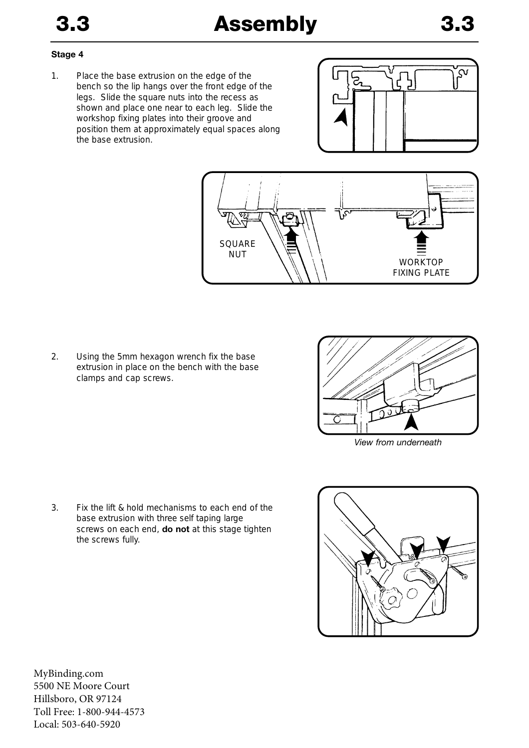# 3.3 Assembly 3.3

**Stage 4**

1. Place the base extrusion on the edge of the bench so the lip hangs over the front edge of the legs. Slide the square nuts into the recess as shown and place one near to each leg. Slide the workshop fixing plates into their groove and position them at approximately equal spaces along the base extrusion.

SQUARE NUT

WORKTOP FIXING PLATE

2. Using the 5mm hexagon wrench fix the base extrusion in place on the bench with the base clamps and cap screws.

*View from underneath*

3. Fix the lift & hold mechanisms to each end of the base extrusion with three self taping large screws on each end, **do not** at this stage tighten the screws fully.

MyBinding.com
5500 NE Moore Court
Hillsboro, OR 97124
Toll Free: 1-800-944-4573
Local: 503-640-5920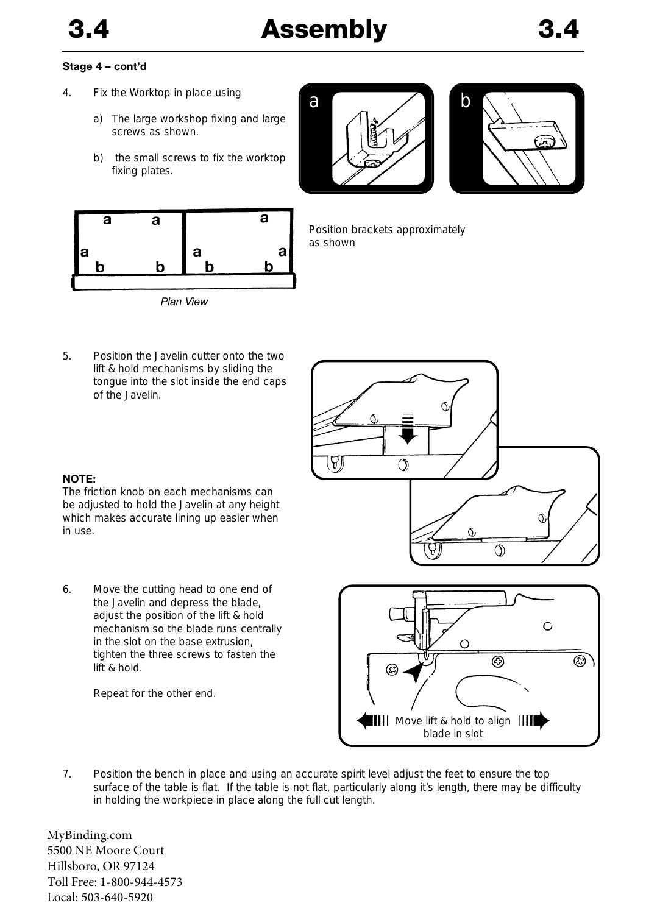# 3.4 Assembly 3.4

**Stage 4 – cont'd**

4. Fix the Worktop in place using

   a) The large workshop fixing and large screws as shown.

   b) the small screws to fix the worktop fixing plates.

Position brackets approximately as shown

*Plan View*

5. Position the Javelin cutter onto the two lift & hold mechanisms by sliding the tongue into the slot inside the end caps of the Javelin.

**NOTE:**
The friction knob on each mechanisms can be adjusted to hold the Javelin at any height which makes accurate lining up easier when in use.

6. Move the cutting head to one end of the Javelin and depress the blade, adjust the position of the lift & hold mechanism so the blade runs centrally in the slot on the base extrusion, tighten the three screws to fasten the lift & hold.

   Repeat for the other end.

Move lift & hold to align blade in slot

7. Position the bench in place and using an accurate spirit level adjust the feet to ensure the top surface of the table is flat. If the table is not flat, particularly along it's length, there may be difficulty in holding the workpiece in place along the full cut length.

MyBinding.com
5500 NE Moore Court
Hillsboro, OR 97124
Toll Free: 1-800-944-4573
Local: 503-640-5920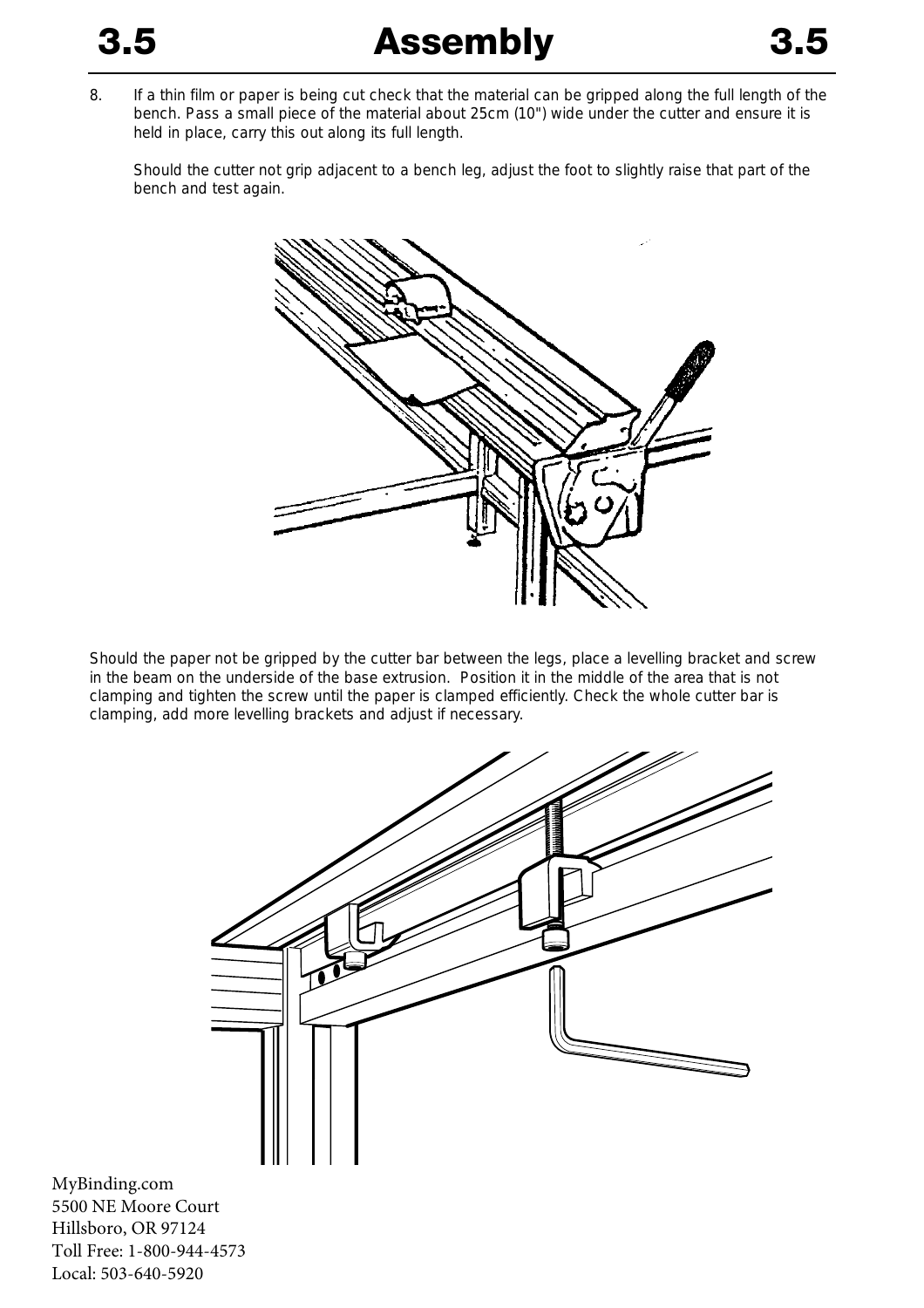# 3.5 Assembly

8. If a thin film or paper is being cut check that the material can be gripped along the full length of the bench. Pass a small piece of the material about 25cm (10") wide under the cutter and ensure it is held in place, carry this out along its full length.

   Should the cutter not grip adjacent to a bench leg, adjust the foot to slightly raise that part of the bench and test again.

Should the paper not be gripped by the cutter bar between the legs, place a levelling bracket and screw in the beam on the underside of the base extrusion. Position it in the middle of the area that is not clamping and tighten the screw until the paper is clamped efficiently. Check the whole cutter bar is clamping, add more levelling brackets and adjust if necessary.

MyBinding.com
5500 NE Moore Court
Hillsboro, OR 97124
Toll Free: 1-800-944-4573
Local: 503-640-5920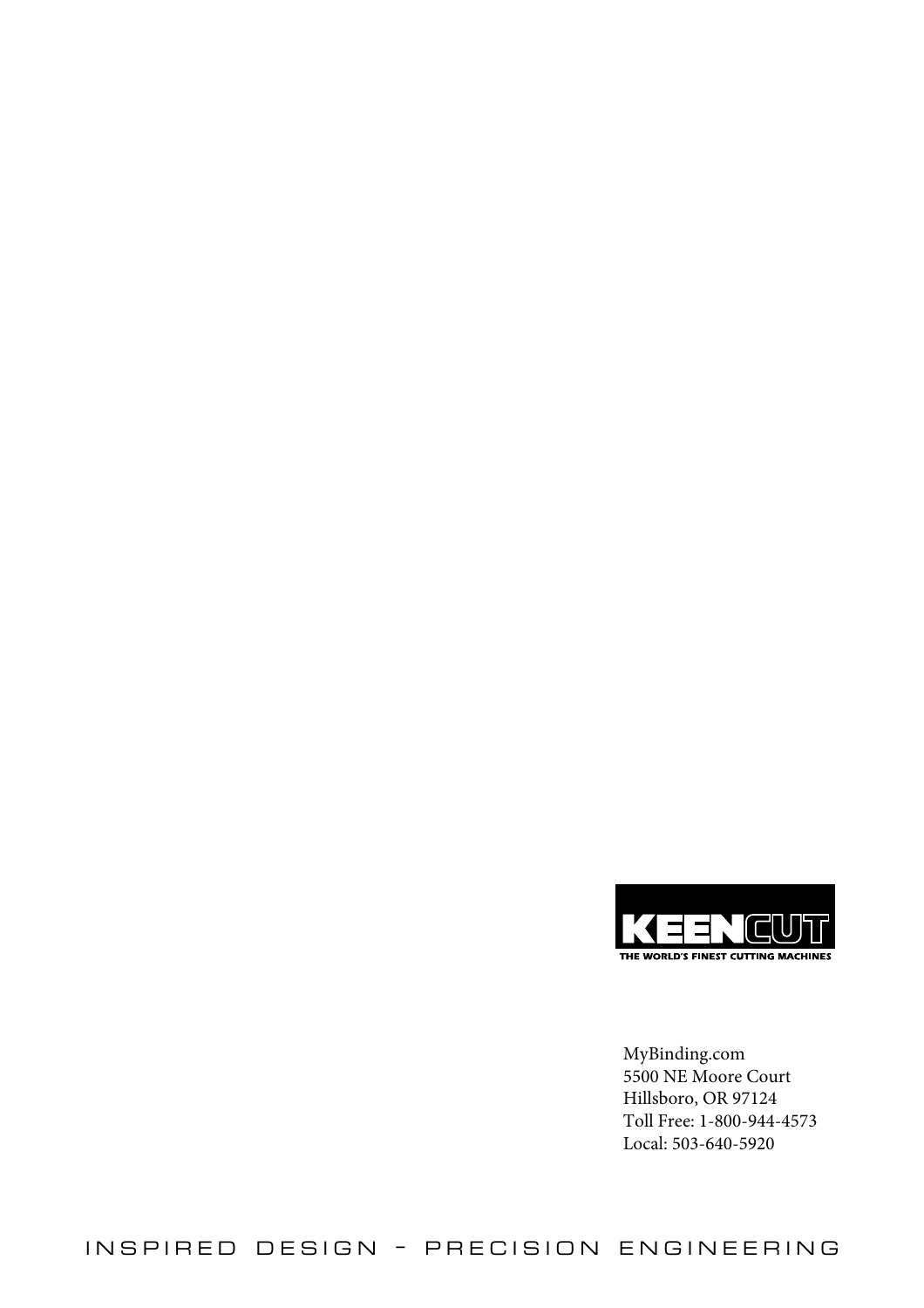KEENCUT

THE WORLD'S FINEST CUTTING MACHINES

MyBinding.com
5500 NE Moore Court
Hillsboro, OR 97124
Toll Free: 1-800-944-4573
Local: 503-640-5920

INSPIRED DESIGN - PRECISION ENGINEERING